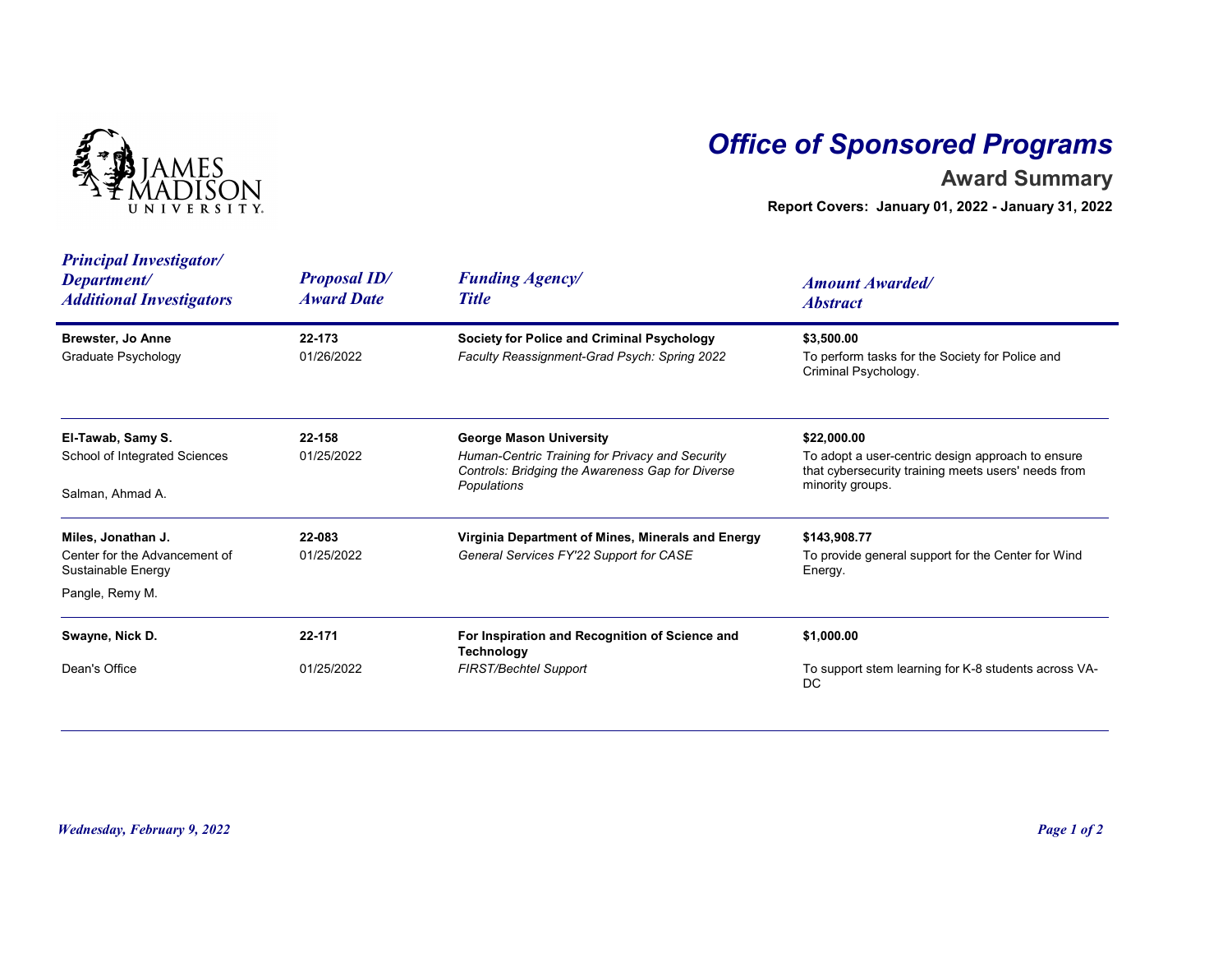# Office of Sponsored Programs

## Award Summary

**Report Covers: January 01, 2022 - January 31, 2022**

| *Principal Investigator/ Department/ Additional Investigators* | *Proposal ID/ Award Date* | *Funding Agency/ Title* | *Amount Awarded/ Abstract* |
|---|---|---|---|
| **Brewster, Jo Anne**<br>Graduate Psychology | **22-173**<br>01/26/2022 | **Society for Police and Criminal Psychology**<br>*Faculty Reassignment-Grad Psych: Spring 2022* | **$3,500.00**<br>To perform tasks for the Society for Police and Criminal Psychology. |
| **El-Tawab, Samy S.**<br>School of Integrated Sciences<br>Salman, Ahmad A. | **22-158**<br>01/25/2022 | **George Mason University**<br>*Human-Centric Training for Privacy and Security Controls: Bridging the Awareness Gap for Diverse Populations* | **$22,000.00**<br>To adopt a user-centric design approach to ensure that cybersecurity training meets users' needs from minority groups. |
| **Miles, Jonathan J.**<br>Center for the Advancement of Sustainable Energy<br>Pangle, Remy M. | **22-083**<br>01/25/2022 | **Virginia Department of Mines, Minerals and Energy**<br>*General Services FY'22 Support for CASE* | **$143,908.77**<br>To provide general support for the Center for Wind Energy. |
| **Swayne, Nick D.**<br>Dean's Office | **22-171**<br>01/25/2022 | **For Inspiration and Recognition of Science and Technology**<br>*FIRST/Bechtel Support* | **$1,000.00**<br>To support stem learning for K-8 students across VA-DC |

*Wednesday, February 9, 2022*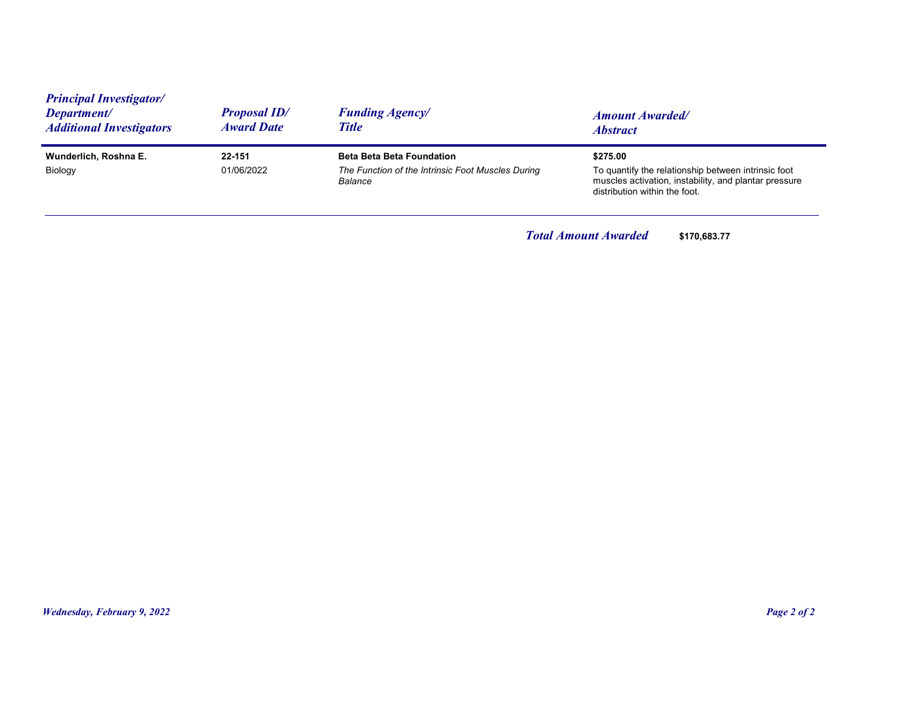| Principal Investigator/ Department/ Additional Investigators | Proposal ID/ Award Date | Funding Agency/ Title | Amount Awarded/ Abstract |
| --- | --- | --- | --- |
| **Wunderlich, Roshna E.** Biology | **22-151** 01/06/2022 | **Beta Beta Beta Foundation** *The Function of the Intrinsic Foot Muscles During Balance* | **$275.00** To quantify the relationship between intrinsic foot muscles activation, instability, and plantar pressure distribution within the foot. |

***Total Amount Awarded*** **$170,683.77**

*Wednesday, February 9, 2022*